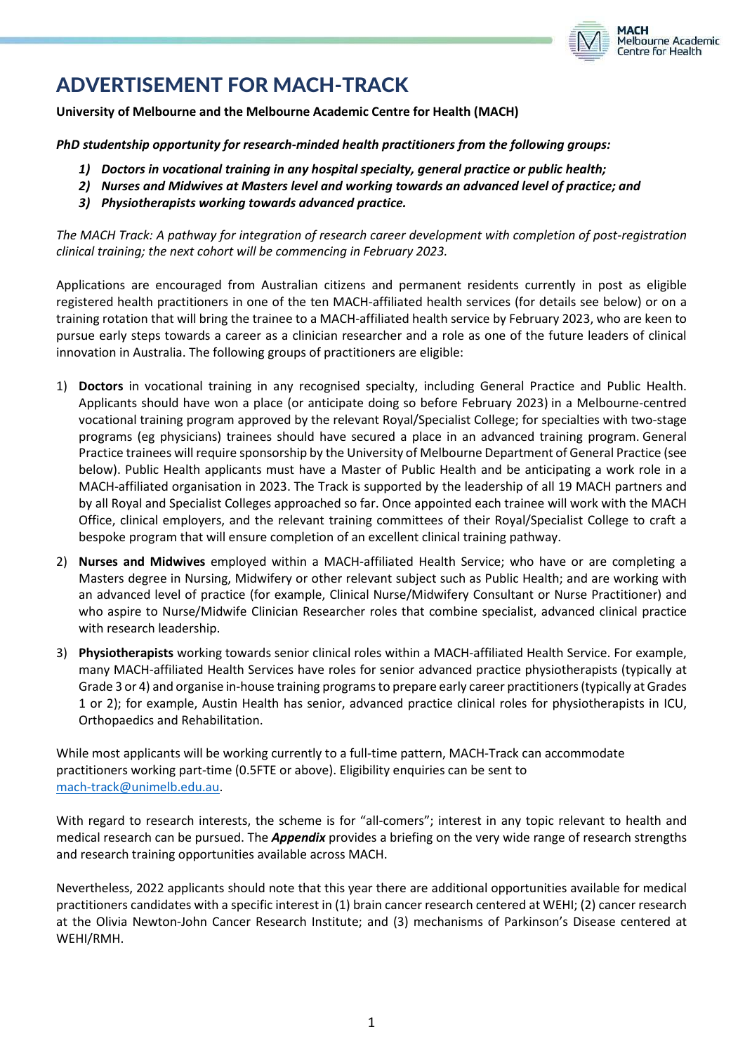# ADVERTISEMENT FOR MACH-TRACK

**University of Melbourne and the Melbourne Academic Centre for Health (MACH)**

***PhD studentship opportunity for research-minded health practitioners from the following groups:***

1) ***Doctors in vocational training in any hospital specialty, general practice or public health;***
2) ***Nurses and Midwives at Masters level and working towards an advanced level of practice; and***
3) ***Physiotherapists working towards advanced practice.***

*The MACH Track: A pathway for integration of research career development with completion of post-registration clinical training; the next cohort will be commencing in February 2023.*

Applications are encouraged from Australian citizens and permanent residents currently in post as eligible registered health practitioners in one of the ten MACH-affiliated health services (for details see below) or on a training rotation that will bring the trainee to a MACH-affiliated health service by February 2023, who are keen to pursue early steps towards a career as a clinician researcher and a role as one of the future leaders of clinical innovation in Australia. The following groups of practitioners are eligible:

1) **Doctors** in vocational training in any recognised specialty, including General Practice and Public Health. Applicants should have won a place (or anticipate doing so before February 2023) in a Melbourne-centred vocational training program approved by the relevant Royal/Specialist College; for specialties with two-stage programs (eg physicians) trainees should have secured a place in an advanced training program. General Practice trainees will require sponsorship by the University of Melbourne Department of General Practice (see below). Public Health applicants must have a Master of Public Health and be anticipating a work role in a MACH-affiliated organisation in 2023. The Track is supported by the leadership of all 19 MACH partners and by all Royal and Specialist Colleges approached so far. Once appointed each trainee will work with the MACH Office, clinical employers, and the relevant training committees of their Royal/Specialist College to craft a bespoke program that will ensure completion of an excellent clinical training pathway.
2) **Nurses and Midwives** employed within a MACH-affiliated Health Service; who have or are completing a Masters degree in Nursing, Midwifery or other relevant subject such as Public Health; and are working with an advanced level of practice (for example, Clinical Nurse/Midwifery Consultant or Nurse Practitioner) and who aspire to Nurse/Midwife Clinician Researcher roles that combine specialist, advanced clinical practice with research leadership.
3) **Physiotherapists** working towards senior clinical roles within a MACH-affiliated Health Service. For example, many MACH-affiliated Health Services have roles for senior advanced practice physiotherapists (typically at Grade 3 or 4) and organise in-house training programs to prepare early career practitioners (typically at Grades 1 or 2); for example, Austin Health has senior, advanced practice clinical roles for physiotherapists in ICU, Orthopaedics and Rehabilitation.

While most applicants will be working currently to a full-time pattern, MACH-Track can accommodate practitioners working part-time (0.5FTE or above). Eligibility enquiries can be sent to mach-track@unimelb.edu.au.

With regard to research interests, the scheme is for "all-comers"; interest in any topic relevant to health and medical research can be pursued. The ***Appendix*** provides a briefing on the very wide range of research strengths and research training opportunities available across MACH.

Nevertheless, 2022 applicants should note that this year there are additional opportunities available for medical practitioners candidates with a specific interest in (1) brain cancer research centered at WEHI; (2) cancer research at the Olivia Newton-John Cancer Research Institute; and (3) mechanisms of Parkinson's Disease centered at WEHI/RMH.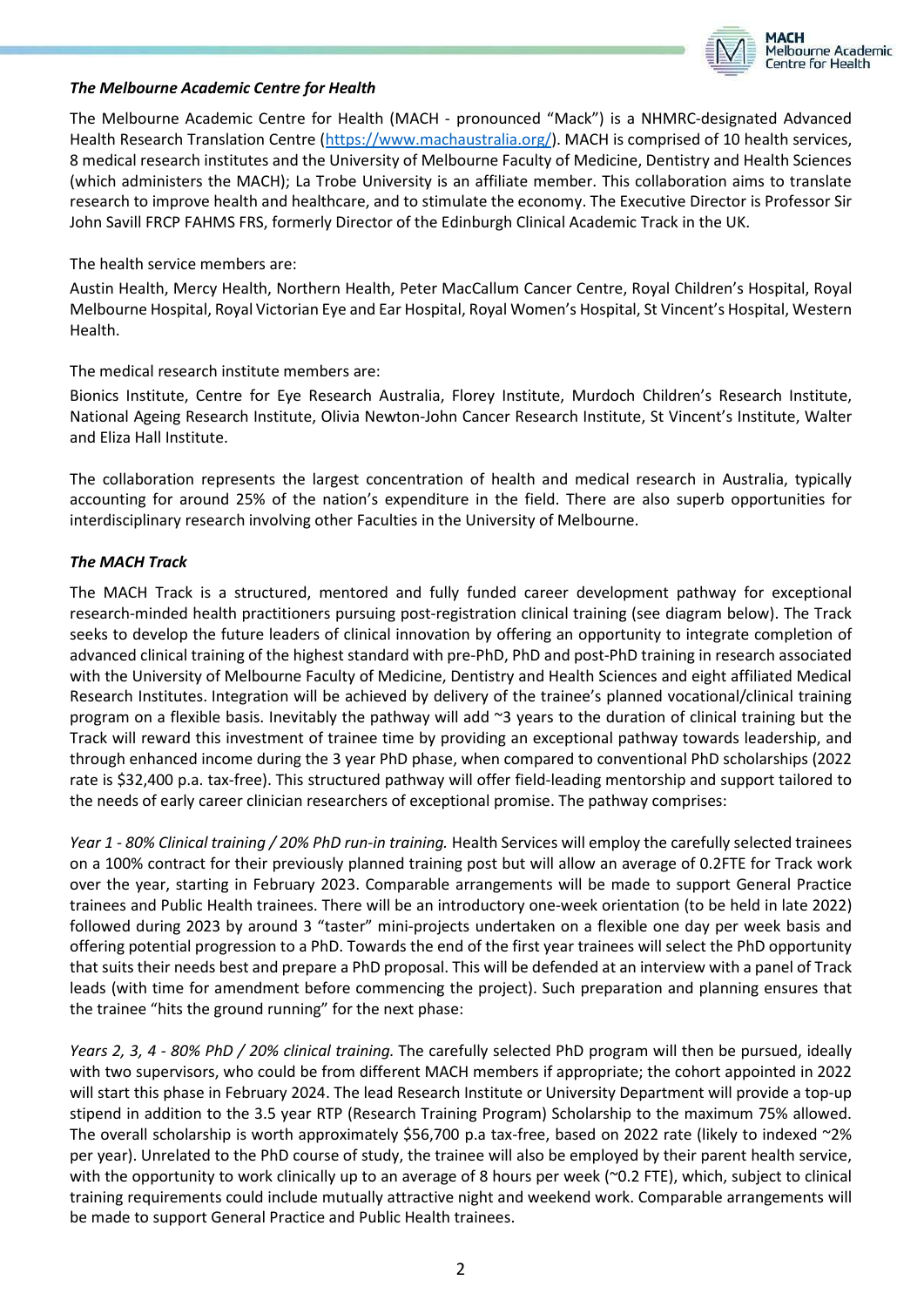***The Melbourne Academic Centre for Health***

The Melbourne Academic Centre for Health (MACH - pronounced "Mack") is a NHMRC-designated Advanced Health Research Translation Centre (https://www.machaustralia.org/). MACH is comprised of 10 health services, 8 medical research institutes and the University of Melbourne Faculty of Medicine, Dentistry and Health Sciences (which administers the MACH); La Trobe University is an affiliate member. This collaboration aims to translate research to improve health and healthcare, and to stimulate the economy. The Executive Director is Professor Sir John Savill FRCP FAHMS FRS, formerly Director of the Edinburgh Clinical Academic Track in the UK.

The health service members are:

Austin Health, Mercy Health, Northern Health, Peter MacCallum Cancer Centre, Royal Children's Hospital, Royal Melbourne Hospital, Royal Victorian Eye and Ear Hospital, Royal Women's Hospital, St Vincent's Hospital, Western Health.

The medical research institute members are:

Bionics Institute, Centre for Eye Research Australia, Florey Institute, Murdoch Children's Research Institute, National Ageing Research Institute, Olivia Newton-John Cancer Research Institute, St Vincent's Institute, Walter and Eliza Hall Institute.

The collaboration represents the largest concentration of health and medical research in Australia, typically accounting for around 25% of the nation's expenditure in the field. There are also superb opportunities for interdisciplinary research involving other Faculties in the University of Melbourne.

***The MACH Track***

The MACH Track is a structured, mentored and fully funded career development pathway for exceptional research-minded health practitioners pursuing post-registration clinical training (see diagram below). The Track seeks to develop the future leaders of clinical innovation by offering an opportunity to integrate completion of advanced clinical training of the highest standard with pre-PhD, PhD and post-PhD training in research associated with the University of Melbourne Faculty of Medicine, Dentistry and Health Sciences and eight affiliated Medical Research Institutes. Integration will be achieved by delivery of the trainee's planned vocational/clinical training program on a flexible basis. Inevitably the pathway will add ~3 years to the duration of clinical training but the Track will reward this investment of trainee time by providing an exceptional pathway towards leadership, and through enhanced income during the 3 year PhD phase, when compared to conventional PhD scholarships (2022 rate is $32,400 p.a. tax-free). This structured pathway will offer field-leading mentorship and support tailored to the needs of early career clinician researchers of exceptional promise. The pathway comprises:

*Year 1 - 80% Clinical training / 20% PhD run-in training.* Health Services will employ the carefully selected trainees on a 100% contract for their previously planned training post but will allow an average of 0.2FTE for Track work over the year, starting in February 2023. Comparable arrangements will be made to support General Practice trainees and Public Health trainees. There will be an introductory one-week orientation (to be held in late 2022) followed during 2023 by around 3 "taster" mini-projects undertaken on a flexible one day per week basis and offering potential progression to a PhD. Towards the end of the first year trainees will select the PhD opportunity that suits their needs best and prepare a PhD proposal. This will be defended at an interview with a panel of Track leads (with time for amendment before commencing the project). Such preparation and planning ensures that the trainee "hits the ground running" for the next phase:

*Years 2, 3, 4 - 80% PhD / 20% clinical training.* The carefully selected PhD program will then be pursued, ideally with two supervisors, who could be from different MACH members if appropriate; the cohort appointed in 2022 will start this phase in February 2024. The lead Research Institute or University Department will provide a top-up stipend in addition to the 3.5 year RTP (Research Training Program) Scholarship to the maximum 75% allowed. The overall scholarship is worth approximately $56,700 p.a tax-free, based on 2022 rate (likely to indexed ~2% per year). Unrelated to the PhD course of study, the trainee will also be employed by their parent health service, with the opportunity to work clinically up to an average of 8 hours per week (~0.2 FTE), which, subject to clinical training requirements could include mutually attractive night and weekend work. Comparable arrangements will be made to support General Practice and Public Health trainees.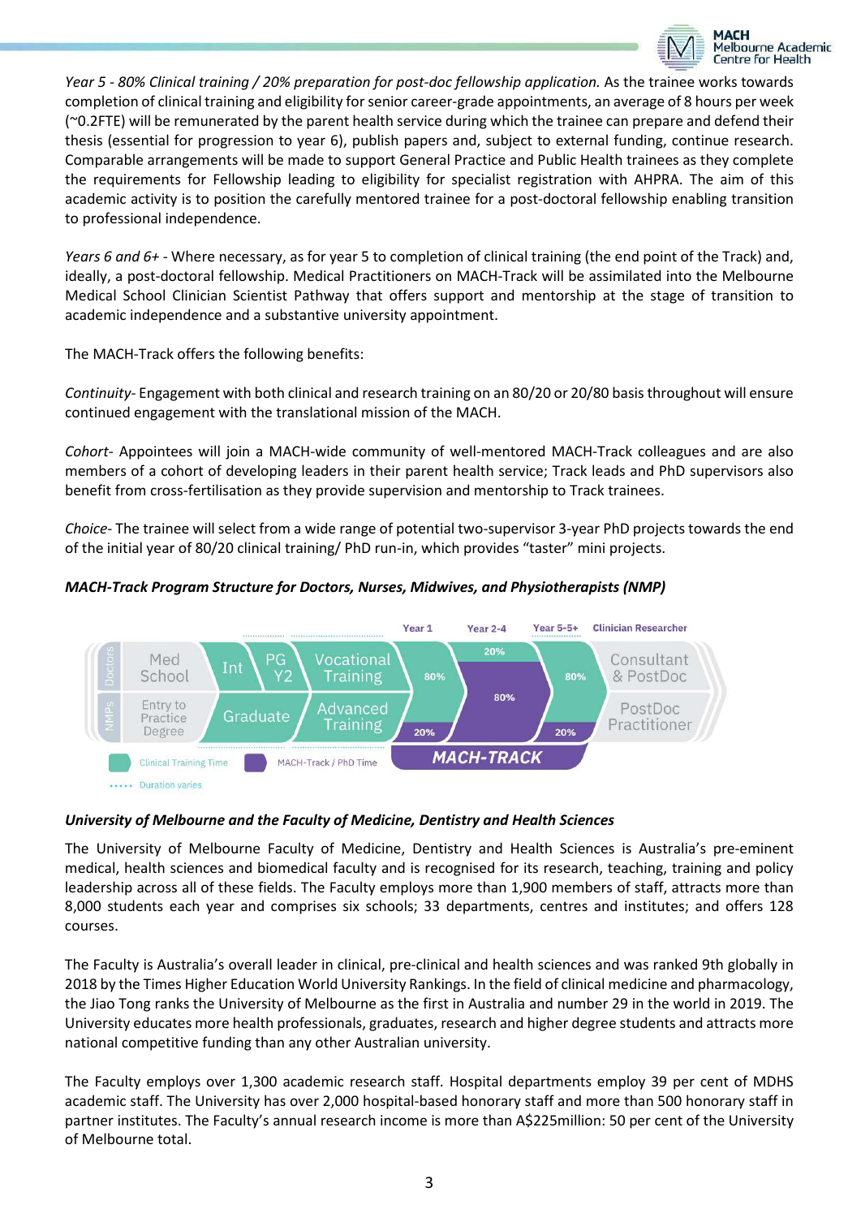*Year 5 - 80% Clinical training / 20% preparation for post-doc fellowship application.* As the trainee works towards completion of clinical training and eligibility for senior career-grade appointments, an average of 8 hours per week (~0.2FTE) will be remunerated by the parent health service during which the trainee can prepare and defend their thesis (essential for progression to year 6), publish papers and, subject to external funding, continue research. Comparable arrangements will be made to support General Practice and Public Health trainees as they complete the requirements for Fellowship leading to eligibility for specialist registration with AHPRA. The aim of this academic activity is to position the carefully mentored trainee for a post-doctoral fellowship enabling transition to professional independence.

*Years 6 and 6+* - Where necessary, as for year 5 to completion of clinical training (the end point of the Track) and, ideally, a post-doctoral fellowship. Medical Practitioners on MACH-Track will be assimilated into the Melbourne Medical School Clinician Scientist Pathway that offers support and mentorship at the stage of transition to academic independence and a substantive university appointment.

The MACH-Track offers the following benefits:

*Continuity*- Engagement with both clinical and research training on an 80/20 or 20/80 basis throughout will ensure continued engagement with the translational mission of the MACH.

*Cohort*- Appointees will join a MACH-wide community of well-mentored MACH-Track colleagues and are also members of a cohort of developing leaders in their parent health service; Track leads and PhD supervisors also benefit from cross-fertilisation as they provide supervision and mentorship to Track trainees.

*Choice*- The trainee will select from a wide range of potential two-supervisor 3-year PhD projects towards the end of the initial year of 80/20 clinical training/ PhD run-in, which provides "taster" mini projects.

***MACH-Track Program Structure for Doctors, Nurses, Midwives, and Physiotherapists (NMP)***

| | | | | Year 1 | Year 2-4 | Year 5-5+ | Clinician Researcher |
|---|---|---|---|---|---|---|---|
| Doctors | Med School | Int | PG Y2 / Vocational Training | 80% | 20% | 80% | Consultant & PostDoc |
| NMPs | Entry to Practice Degree | Graduate | Advanced Training | 20% | 80% | 20% | PostDoc Practitioner |

MACH-TRACK

Clinical Training Time · MACH-Track / PhD Time · ..... Duration varies

***University of Melbourne and the Faculty of Medicine, Dentistry and Health Sciences***

The University of Melbourne Faculty of Medicine, Dentistry and Health Sciences is Australia's pre-eminent medical, health sciences and biomedical faculty and is recognised for its research, teaching, training and policy leadership across all of these fields. The Faculty employs more than 1,900 members of staff, attracts more than 8,000 students each year and comprises six schools; 33 departments, centres and institutes; and offers 128 courses.

The Faculty is Australia's overall leader in clinical, pre-clinical and health sciences and was ranked 9th globally in 2018 by the Times Higher Education World University Rankings. In the field of clinical medicine and pharmacology, the Jiao Tong ranks the University of Melbourne as the first in Australia and number 29 in the world in 2019. The University educates more health professionals, graduates, research and higher degree students and attracts more national competitive funding than any other Australian university.

The Faculty employs over 1,300 academic research staff. Hospital departments employ 39 per cent of MDHS academic staff. The University has over 2,000 hospital-based honorary staff and more than 500 honorary staff in partner institutes. The Faculty's annual research income is more than A$225million: 50 per cent of the University of Melbourne total.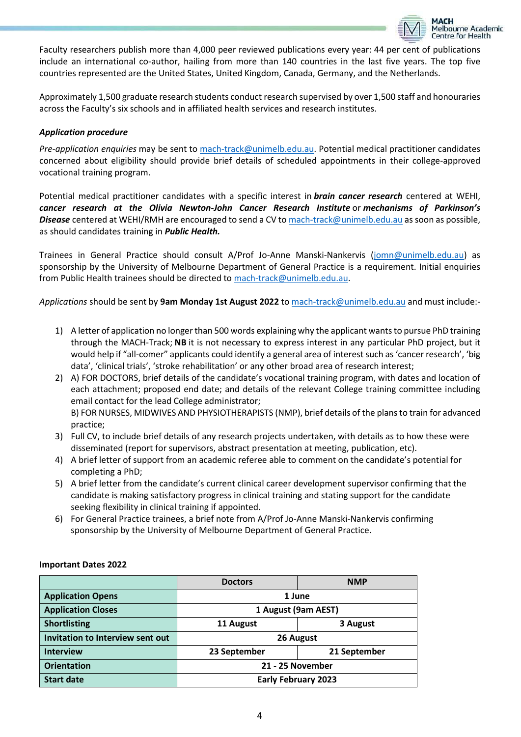Faculty researchers publish more than 4,000 peer reviewed publications every year: 44 per cent of publications include an international co-author, hailing from more than 140 countries in the last five years. The top five countries represented are the United States, United Kingdom, Canada, Germany, and the Netherlands.

Approximately 1,500 graduate research students conduct research supervised by over 1,500 staff and honouraries across the Faculty's six schools and in affiliated health services and research institutes.

***Application procedure***

*Pre-application enquiries* may be sent to mach-track@unimelb.edu.au. Potential medical practitioner candidates concerned about eligibility should provide brief details of scheduled appointments in their college-approved vocational training program.

Potential medical practitioner candidates with a specific interest in ***brain cancer research*** centered at WEHI, ***cancer research at the Olivia Newton-John Cancer Research Institute*** or ***mechanisms of Parkinson's Disease*** centered at WEHI/RMH are encouraged to send a CV to mach-track@unimelb.edu.au as soon as possible, as should candidates training in ***Public Health.***

Trainees in General Practice should consult A/Prof Jo-Anne Manski-Nankervis (jomn@unimelb.edu.au) as sponsorship by the University of Melbourne Department of General Practice is a requirement. Initial enquiries from Public Health trainees should be directed to mach-track@unimelb.edu.au.

*Applications* should be sent by **9am Monday 1st August 2022** to mach-track@unimelb.edu.au and must include:-

1) A letter of application no longer than 500 words explaining why the applicant wants to pursue PhD training through the MACH-Track; **NB** it is not necessary to express interest in any particular PhD project, but it would help if "all-comer" applicants could identify a general area of interest such as 'cancer research', 'big data', 'clinical trials', 'stroke rehabilitation' or any other broad area of research interest;
2) A) FOR DOCTORS, brief details of the candidate's vocational training program, with dates and location of each attachment; proposed end date; and details of the relevant College training committee including email contact for the lead College administrator;
   B) FOR NURSES, MIDWIVES AND PHYSIOTHERAPISTS (NMP), brief details of the plans to train for advanced practice;
3) Full CV, to include brief details of any research projects undertaken, with details as to how these were disseminated (report for supervisors, abstract presentation at meeting, publication, etc).
4) A brief letter of support from an academic referee able to comment on the candidate's potential for completing a PhD;
5) A brief letter from the candidate's current clinical career development supervisor confirming that the candidate is making satisfactory progress in clinical training and stating support for the candidate seeking flexibility in clinical training if appointed.
6) For General Practice trainees, a brief note from A/Prof Jo-Anne Manski-Nankervis confirming sponsorship by the University of Melbourne Department of General Practice.

**Important Dates 2022**

| | Doctors | NMP |
|---|---|---|
| **Application Opens** | 1 June | |
| **Application Closes** | 1 August (9am AEST) | |
| **Shortlisting** | 11 August | 3 August |
| **Invitation to Interview sent out** | 26 August | |
| **Interview** | 23 September | 21 September |
| **Orientation** | 21 - 25 November | |
| **Start date** | Early February 2023 | |